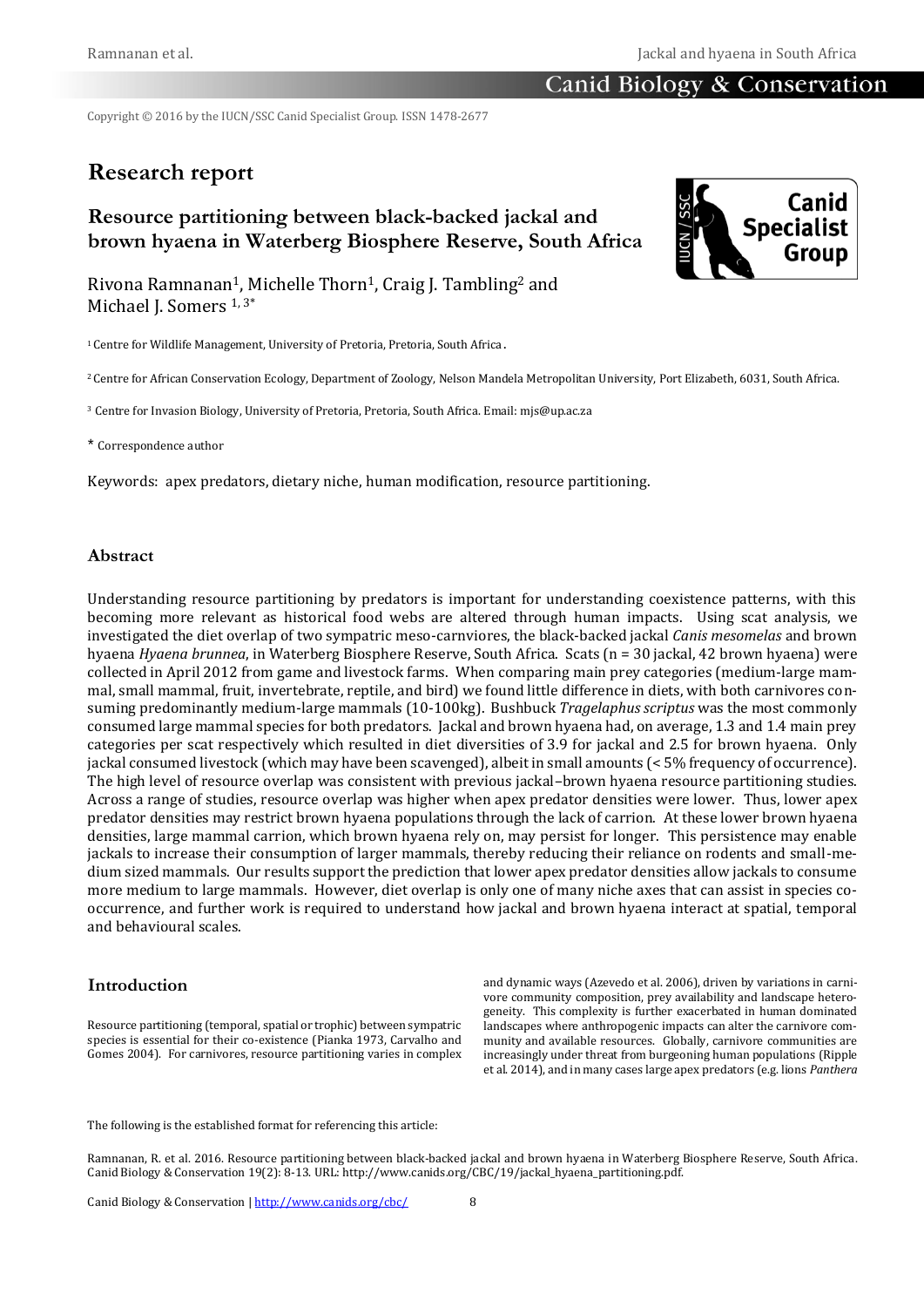Copyright © 2016 by the IUCN/SSC Canid Specialist Group. ISSN 1478-2677

# Research report

## Resource partitioning between black-backed jackal and brown hyaena in Waterberg Biosphere Reserve, South Africa

Rivona Ramnanan[1], Michelle Thorn[1], Craig J. Tambling[2] and Michael J. Somers [1, 3]*

[1] Centre for Wildlife Management, University of Pretoria, Pretoria, South Africa.

[2] Centre for African Conservation Ecology, Department of Zoology, Nelson Mandela Metropolitan University, Port Elizabeth, 6031, South Africa.

[3] Centre for Invasion Biology, University of Pretoria, Pretoria, South Africa. Email: mjs@up.ac.za

* Correspondence author

Keywords: apex predators, dietary niche, human modification, resource partitioning.

### Abstract

Understanding resource partitioning by predators is important for understanding coexistence patterns, with this becoming more relevant as historical food webs are altered through human impacts. Using scat analysis, we investigated the diet overlap of two sympatric meso-carnivores, the black-backed jackal *Canis mesomelas* and brown hyaena *Hyaena brunnea*, in Waterberg Biosphere Reserve, South Africa. Scats (n = 30 jackal, 42 brown hyaena) were collected in April 2012 from game and livestock farms. When comparing main prey categories (medium-large mammal, small mammal, fruit, invertebrate, reptile, and bird) we found little difference in diets, with both carnivores consuming predominantly medium-large mammals (10-100kg). Bushbuck *Tragelaphus scriptus* was the most commonly consumed large mammal species for both predators. Jackal and brown hyaena had, on average, 1.3 and 1.4 main prey categories per scat respectively which resulted in diet diversities of 3.9 for jackal and 2.5 for brown hyaena. Only jackal consumed livestock (which may have been scavenged), albeit in small amounts (< 5% frequency of occurrence). The high level of resource overlap was consistent with previous jackal–brown hyaena resource partitioning studies. Across a range of studies, resource overlap was higher when apex predator densities were lower. Thus, lower apex predator densities may restrict brown hyaena populations through the lack of carrion. At these lower brown hyaena densities, large mammal carrion, which brown hyaena rely on, may persist for longer. This persistence may enable jackals to increase their consumption of larger mammals, thereby reducing their reliance on rodents and small-medium sized mammals. Our results support the prediction that lower apex predator densities allow jackals to consume more medium to large mammals. However, diet overlap is only one of many niche axes that can assist in species co-occurrence, and further work is required to understand how jackal and brown hyaena interact at spatial, temporal and behavioural scales.

### Introduction

Resource partitioning (temporal, spatial or trophic) between sympatric species is essential for their co-existence (Pianka 1973, Carvalho and Gomes 2004). For carnivores, resource partitioning varies in complex and dynamic ways (Azevedo et al. 2006), driven by variations in carnivore community composition, prey availability and landscape heterogeneity. This complexity is further exacerbated in human dominated landscapes where anthropogenic impacts can alter the carnivore community and available resources. Globally, carnivore communities are increasingly under threat from burgeoning human populations (Ripple et al. 2014), and in many cases large apex predators (e.g. lions *Panthera*

The following is the established format for referencing this article:

Ramnanan, R. et al. 2016. Resource partitioning between black-backed jackal and brown hyaena in Waterberg Biosphere Reserve, South Africa. Canid Biology & Conservation 19(2): 8-13. URL: http://www.canids.org/CBC/19/jackal_hyaena_partitioning.pdf.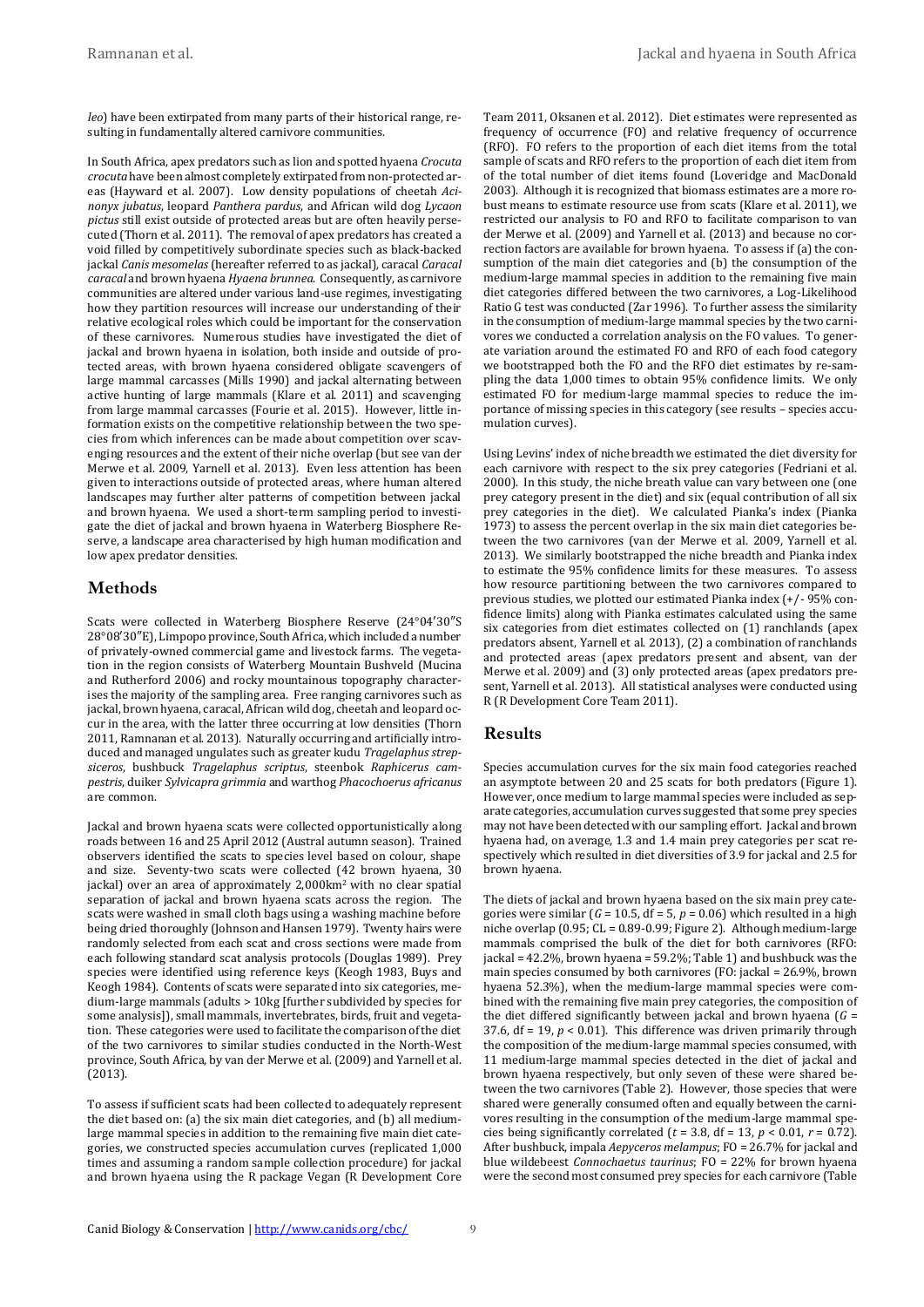*leo*) have been extirpated from many parts of their historical range, resulting in fundamentally altered carnivore communities.

In South Africa, apex predators such as lion and spotted hyaena *Crocuta crocuta* have been almost completely extirpated from non-protected areas (Hayward et al. 2007). Low density populations of cheetah *Acinonyx jubatus*, leopard *Panthera pardus*, and African wild dog *Lycaon pictus* still exist outside of protected areas but are often heavily persecuted (Thorn et al. 2011). The removal of apex predators has created a void filled by competitively subordinate species such as black-backed jackal *Canis mesomelas* (hereafter referred to as jackal), caracal *Caracal caracal* and brown hyaena *Hyaena brunnea*. Consequently, as carnivore communities are altered under various land-use regimes, investigating how they partition resources will increase our understanding of their relative ecological roles which could be important for the conservation of these carnivores. Numerous studies have investigated the diet of jackal and brown hyaena in isolation, both inside and outside of protected areas, with brown hyaena considered obligate scavengers of large mammal carcasses (Mills 1990) and jackal alternating between active hunting of large mammals (Klare et al. 2011) and scavenging from large mammal carcasses (Fourie et al. 2015). However, little information exists on the competitive relationship between the two species from which inferences can be made about competition over scavenging resources and the extent of their niche overlap (but see van der Merwe et al. 2009, Yarnell et al. 2013). Even less attention has been given to interactions outside of protected areas, where human altered landscapes may further alter patterns of competition between jackal and brown hyaena. We used a short-term sampling period to investigate the diet of jackal and brown hyaena in Waterberg Biosphere Reserve, a landscape area characterised by high human modification and low apex predator densities.

## Methods

Scats were collected in Waterberg Biosphere Reserve (24°04′30″S 28°08′30″E), Limpopo province, South Africa, which included a number of privately-owned commercial game and livestock farms. The vegetation in the region consists of Waterberg Mountain Bushveld (Mucina and Rutherford 2006) and rocky mountainous topography characterises the majority of the sampling area. Free ranging carnivores such as jackal, brown hyaena, caracal, African wild dog, cheetah and leopard occur in the area, with the latter three occurring at low densities (Thorn 2011, Ramnanan et al. 2013). Naturally occurring and artificially introduced and managed ungulates such as greater kudu *Tragelaphus strepsiceros*, bushbuck *Tragelaphus scriptus*, steenbok *Raphicerus campestris*, duiker *Sylvicapra grimmia* and warthog *Phacochoerus africanus* are common.

Jackal and brown hyaena scats were collected opportunistically along roads between 16 and 25 April 2012 (Austral autumn season). Trained observers identified the scats to species level based on colour, shape and size. Seventy-two scats were collected (42 brown hyaena, 30 jackal) over an area of approximately 2,000km² with no clear spatial separation of jackal and brown hyaena scats across the region. The scats were washed in small cloth bags using a washing machine before being dried thoroughly (Johnson and Hansen 1979). Twenty hairs were randomly selected from each scat and cross sections were made from each following standard scat analysis protocols (Douglas 1989). Prey species were identified using reference keys (Keogh 1983, Buys and Keogh 1984). Contents of scats were separated into six categories, medium-large mammals (adults > 10kg [further subdivided by species for some analysis]), small mammals, invertebrates, birds, fruit and vegetation. These categories were used to facilitate the comparison of the diet of the two carnivores to similar studies conducted in the North-West province, South Africa, by van der Merwe et al. (2009) and Yarnell et al. (2013).

To assess if sufficient scats had been collected to adequately represent the diet based on: (a) the six main diet categories, and (b) all medium-large mammal species in addition to the remaining five main diet categories, we constructed species accumulation curves (replicated 1,000 times and assuming a random sample collection procedure) for jackal and brown hyaena using the R package Vegan (R Development Core Team 2011, Oksanen et al. 2012). Diet estimates were represented as frequency of occurrence (FO) and relative frequency of occurrence (RFO). FO refers to the proportion of each diet items from the total sample of scats and RFO refers to the proportion of each diet item from of the total number of diet items found (Loveridge and MacDonald 2003). Although it is recognized that biomass estimates are a more robust means to estimate resource use from scats (Klare et al. 2011), we restricted our analysis to FO and RFO to facilitate comparison to van der Merwe et al. (2009) and Yarnell et al. (2013) and because no correction factors are available for brown hyaena. To assess if (a) the consumption of the main diet categories and (b) the consumption of the medium-large mammal species in addition to the remaining five main diet categories differed between the two carnivores, a Log-Likelihood Ratio G test was conducted (Zar 1996). To further assess the similarity in the consumption of medium-large mammal species by the two carnivores we conducted a correlation analysis on the FO values. To generate variation around the estimated FO and RFO of each food category we bootstrapped both the FO and the RFO diet estimates by re-sampling the data 1,000 times to obtain 95% confidence limits. We only estimated FO for medium-large mammal species to reduce the importance of missing species in this category (see results – species accumulation curves).

Using Levins' index of niche breadth we estimated the diet diversity for each carnivore with respect to the six prey categories (Fedriani et al. 2000). In this study, the niche breath value can vary between one (one prey category present in the diet) and six (equal contribution of all six prey categories in the diet). We calculated Pianka's index (Pianka 1973) to assess the percent overlap in the six main diet categories between the two carnivores (van der Merwe et al. 2009, Yarnell et al. 2013). We similarly bootstrapped the niche breadth and Pianka index to estimate the 95% confidence limits for these measures. To assess how resource partitioning between the two carnivores compared to previous studies, we plotted our estimated Pianka index (+/- 95% confidence limits) along with Pianka estimates calculated using the same six categories from diet estimates collected on (1) ranchlands (apex predators absent, Yarnell et al. 2013), (2) a combination of ranchlands and protected areas (apex predators present and absent, van der Merwe et al. 2009) and (3) only protected areas (apex predators present, Yarnell et al. 2013). All statistical analyses were conducted using R (R Development Core Team 2011).

## Results

Species accumulation curves for the six main food categories reached an asymptote between 20 and 25 scats for both predators (Figure 1). However, once medium to large mammal species were included as separate categories, accumulation curves suggested that some prey species may not have been detected with our sampling effort. Jackal and brown hyaena had, on average, 1.3 and 1.4 main prey categories per scat respectively which resulted in diet diversities of 3.9 for jackal and 2.5 for brown hyaena.

The diets of jackal and brown hyaena based on the six main prey categories were similar ($G$ = 10.5, df = 5, $p$ = 0.06) which resulted in a high niche overlap (0.95; CL = 0.89-0.99; Figure 2). Although medium-large mammals comprised the bulk of the diet for both carnivores (RFO: jackal = 42.2%, brown hyaena = 59.2%; Table 1) and bushbuck was the main species consumed by both carnivores (FO: jackal = 26.9%, brown hyaena 52.3%), when the medium-large mammal species were combined with the remaining five main prey categories, the composition of the diet differed significantly between jackal and brown hyaena ($G$ = 37.6, df = 19, $p$ < 0.01). This difference was driven primarily through the composition of the medium-large mammal species consumed, with 11 medium-large mammal species detected in the diet of jackal and brown hyaena respectively, but only seven of these were shared between the two carnivores (Table 2). However, those species that were shared were generally consumed often and equally between the carnivores resulting in the consumption of the medium-large mammal species being significantly correlated ($t$ = 3.8, df = 13, $p$ < 0.01, $r$ = 0.72). After bushbuck, impala *Aepyceros melampus*; FO = 26.7% for jackal and blue wildebeest *Connochaetus taurinus*; FO = 22% for brown hyaena were the second most consumed prey species for each carnivore (Table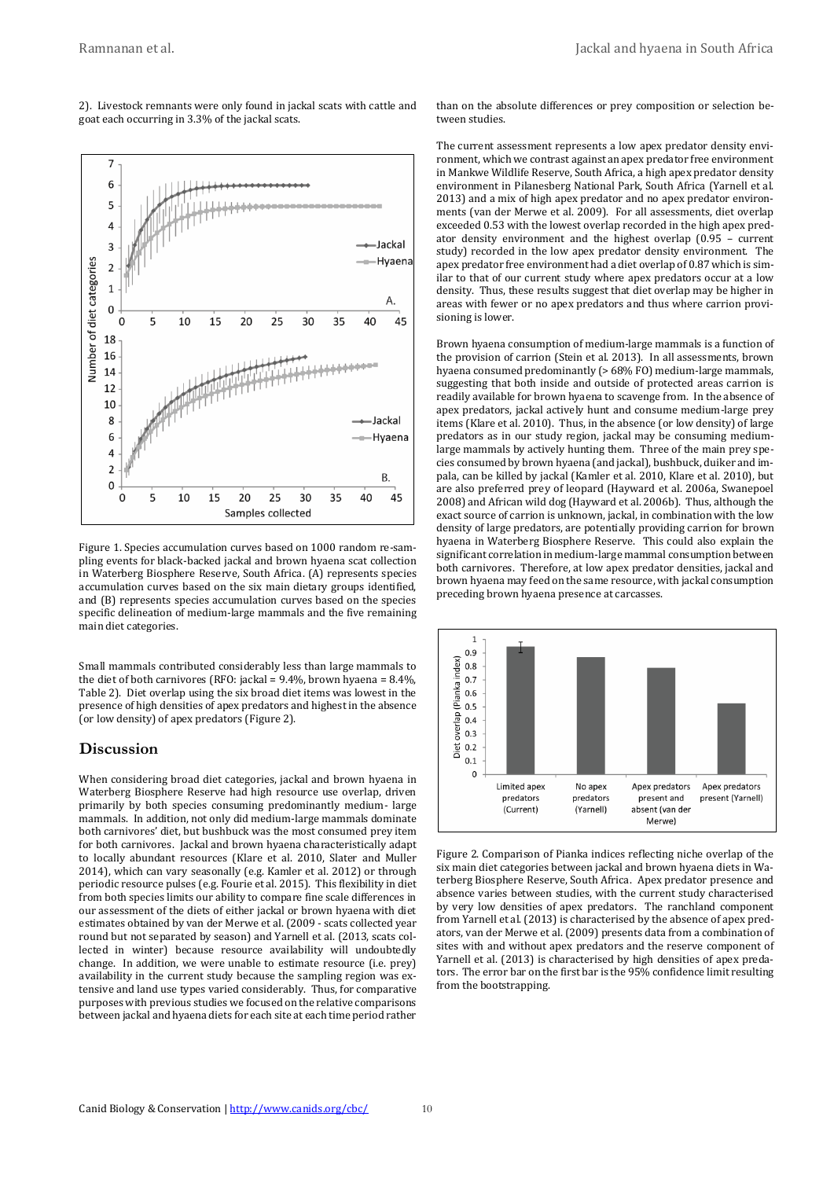2). Livestock remnants were only found in jackal scats with cattle and goat each occurring in 3.3% of the jackal scats.

Figure 1. Species accumulation curves based on 1000 random re-sampling events for black-backed jackal and brown hyaena scat collection in Waterberg Biosphere Reserve, South Africa. (A) represents species accumulation curves based on the six main dietary groups identified, and (B) represents species accumulation curves based on the species specific delineation of medium-large mammals and the five remaining main diet categories.

Small mammals contributed considerably less than large mammals to the diet of both carnivores (RFO: jackal = 9.4%, brown hyaena = 8.4%, Table 2). Diet overlap using the six broad diet items was lowest in the presence of high densities of apex predators and highest in the absence (or low density) of apex predators (Figure 2).

## Discussion

When considering broad diet categories, jackal and brown hyaena in Waterberg Biosphere Reserve had high resource use overlap, driven primarily by both species consuming predominantly medium- large mammals. In addition, not only did medium-large mammals dominate both carnivores' diet, but bushbuck was the most consumed prey item for both carnivores. Jackal and brown hyaena characteristically adapt to locally abundant resources (Klare et al. 2010, Slater and Muller 2014), which can vary seasonally (e.g. Kamler et al. 2012) or through periodic resource pulses (e.g. Fourie et al. 2015). This flexibility in diet from both species limits our ability to compare fine scale differences in our assessment of the diets of either jackal or brown hyaena with diet estimates obtained by van der Merwe et al. (2009 - scats collected year round but not separated by season) and Yarnell et al. (2013, scats collected in winter) because resource availability will undoubtedly change. In addition, we were unable to estimate resource (i.e. prey) availability in the current study because the sampling region was extensive and land use types varied considerably. Thus, for comparative purposes with previous studies we focused on the relative comparisons between jackal and hyaena diets for each site at each time period rather than on the absolute differences or prey composition or selection between studies.

The current assessment represents a low apex predator density environment, which we contrast against an apex predator free environment in Mankwe Wildlife Reserve, South Africa, a high apex predator density environment in Pilanesberg National Park, South Africa (Yarnell et al. 2013) and a mix of high apex predator and no apex predator environments (van der Merwe et al. 2009). For all assessments, diet overlap exceeded 0.53 with the lowest overlap recorded in the high apex predator density environment and the highest overlap (0.95 – current study) recorded in the low apex predator density environment. The apex predator free environment had a diet overlap of 0.87 which is similar to that of our current study where apex predators occur at a low density. Thus, these results suggest that diet overlap may be higher in areas with fewer or no apex predators and thus where carrion provisioning is lower.

Brown hyaena consumption of medium-large mammals is a function of the provision of carrion (Stein et al. 2013). In all assessments, brown hyaena consumed predominantly (> 68% FO) medium-large mammals, suggesting that both inside and outside of protected areas carrion is readily available for brown hyaena to scavenge from. In the absence of apex predators, jackal actively hunt and consume medium-large prey items (Klare et al. 2010). Thus, in the absence (or low density) of large predators as in our study region, jackal may be consuming medium-large mammals by actively hunting them. Three of the main prey species consumed by brown hyaena (and jackal), bushbuck, duiker and impala, can be killed by jackal (Kamler et al. 2010, Klare et al. 2010), but are also preferred prey of leopard (Hayward et al. 2006a, Swanepoel 2008) and African wild dog (Hayward et al. 2006b). Thus, although the exact source of carrion is unknown, jackal, in combination with the low density of large predators, are potentially providing carrion for brown hyaena in Waterberg Biosphere Reserve. This could also explain the significant correlation in medium-large mammal consumption between both carnivores. Therefore, at low apex predator densities, jackal and brown hyaena may feed on the same resource, with jackal consumption preceding brown hyaena presence at carcasses.

Figure 2. Comparison of Pianka indices reflecting niche overlap of the six main diet categories between jackal and brown hyaena diets in Waterberg Biosphere Reserve, South Africa. Apex predator presence and absence varies between studies, with the current study characterised by very low densities of apex predators. The ranchland component from Yarnell et al. (2013) is characterised by the absence of apex predators, van der Merwe et al. (2009) presents data from a combination of sites with and without apex predators and the reserve component of Yarnell et al. (2013) is characterised by high densities of apex predators. The error bar on the first bar is the 95% confidence limit resulting from the bootstrapping.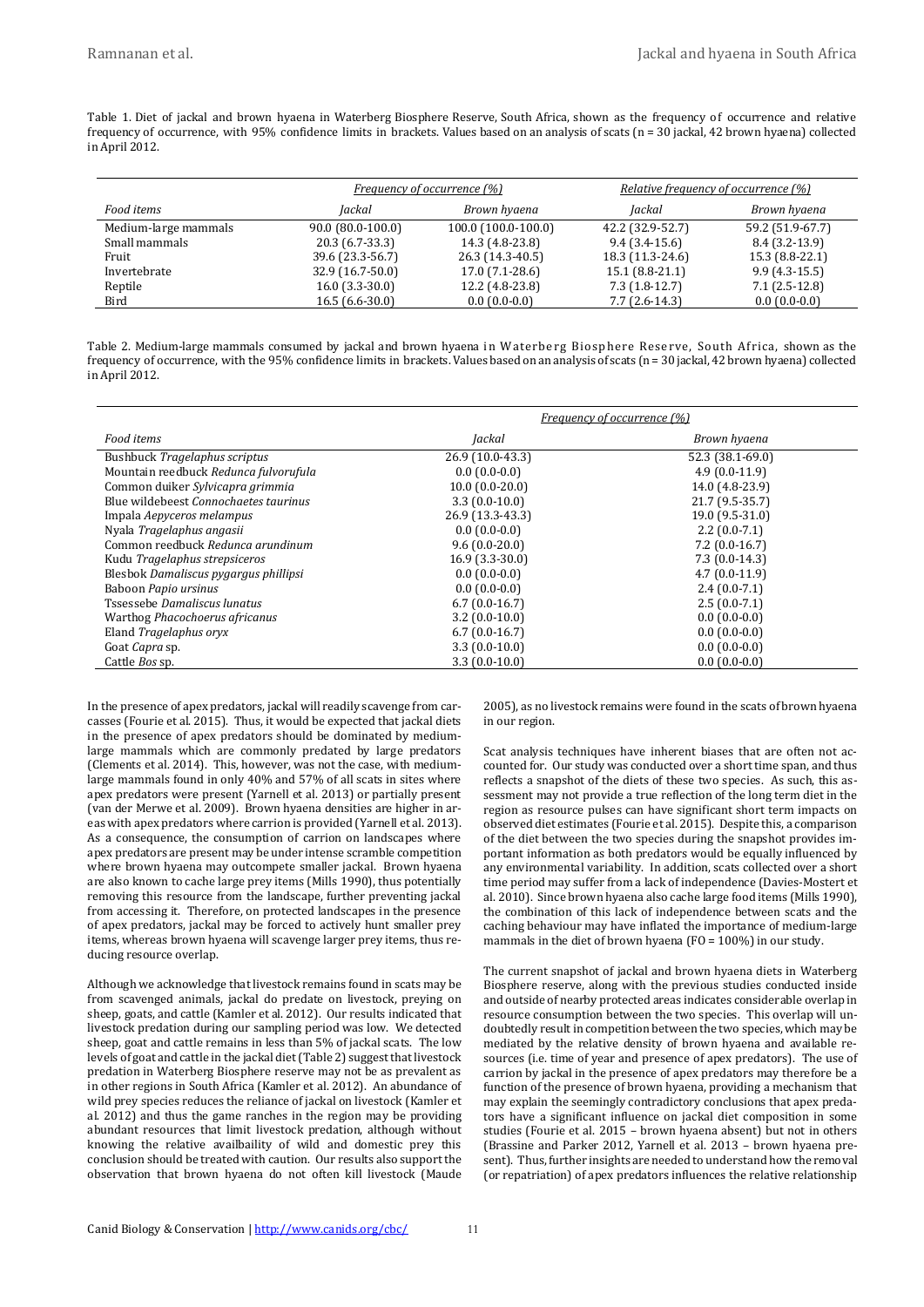Table 1. Diet of jackal and brown hyaena in Waterberg Biosphere Reserve, South Africa, shown as the frequency of occurrence and relative frequency of occurrence, with 95% confidence limits in brackets. Values based on an analysis of scats (n = 30 jackal, 42 brown hyaena) collected in April 2012.

| | Frequency of occurrence (%) | | Relative frequency of occurrence (%) | |
|---|---|---|---|---|
| *Food items* | *Jackal* | *Brown hyaena* | *Jackal* | *Brown hyaena* |
| Medium-large mammals | 90.0 (80.0-100.0) | 100.0 (100.0-100.0) | 42.2 (32.9-52.7) | 59.2 (51.9-67.7) |
| Small mammals | 20.3 (6.7-33.3) | 14.3 (4.8-23.8) | 9.4 (3.4-15.6) | 8.4 (3.2-13.9) |
| Fruit | 39.6 (23.3-56.7) | 26.3 (14.3-40.5) | 18.3 (11.3-24.6) | 15.3 (8.8-22.1) |
| Invertebrate | 32.9 (16.7-50.0) | 17.0 (7.1-28.6) | 15.1 (8.8-21.1) | 9.9 (4.3-15.5) |
| Reptile | 16.0 (3.3-30.0) | 12.2 (4.8-23.8) | 7.3 (1.8-12.7) | 7.1 (2.5-12.8) |
| Bird | 16.5 (6.6-30.0) | 0.0 (0.0-0.0) | 7.7 (2.6-14.3) | 0.0 (0.0-0.0) |

Table 2. Medium-large mammals consumed by jackal and brown hyaena in Waterberg Biosphere Reserve, South Africa, shown as the frequency of occurrence, with the 95% confidence limits in brackets. Values based on an analysis of scats (n = 30 jackal, 42 brown hyaena) collected in April 2012.

| | Frequency of occurrence (%) | |
|---|---|---|
| *Food items* | *Jackal* | *Brown hyaena* |
| Bushbuck *Tragelaphus scriptus* | 26.9 (10.0-43.3) | 52.3 (38.1-69.0) |
| Mountain reedbuck *Redunca fulvorufula* | 0.0 (0.0-0.0) | 4.9 (0.0-11.9) |
| Common duiker *Sylvicapra grimmia* | 10.0 (0.0-20.0) | 14.0 (4.8-23.9) |
| Blue wildebeest *Connochaetes taurinus* | 3.3 (0.0-10.0) | 21.7 (9.5-35.7) |
| Impala *Aepyceros melampus* | 26.9 (13.3-43.3) | 19.0 (9.5-31.0) |
| Nyala *Tragelaphus angasii* | 0.0 (0.0-0.0) | 2.2 (0.0-7.1) |
| Common reedbuck *Redunca arundinum* | 9.6 (0.0-20.0) | 7.2 (0.0-16.7) |
| Kudu *Tragelaphus strepsiceros* | 16.9 (3.3-30.0) | 7.3 (0.0-14.3) |
| Blesbok *Damaliscus pygargus phillipsi* | 0.0 (0.0-0.0) | 4.7 (0.0-11.9) |
| Baboon *Papio ursinus* | 0.0 (0.0-0.0) | 2.4 (0.0-7.1) |
| Tssessebe *Damaliscus lunatus* | 6.7 (0.0-16.7) | 2.5 (0.0-7.1) |
| Warthog *Phacochoerus africanus* | 3.2 (0.0-10.0) | 0.0 (0.0-0.0) |
| Eland *Tragelaphus oryx* | 6.7 (0.0-16.7) | 0.0 (0.0-0.0) |
| Goat *Capra* sp. | 3.3 (0.0-10.0) | 0.0 (0.0-0.0) |
| Cattle *Bos* sp. | 3.3 (0.0-10.0) | 0.0 (0.0-0.0) |

In the presence of apex predators, jackal will readily scavenge from carcasses (Fourie et al. 2015). Thus, it would be expected that jackal diets in the presence of apex predators should be dominated by medium-large mammals which are commonly predated by large predators (Clements et al. 2014). This, however, was not the case, with medium-large mammals found in only 40% and 57% of all scats in sites where apex predators were present (Yarnell et al. 2013) or partially present (van der Merwe et al. 2009). Brown hyaena densities are higher in areas with apex predators where carrion is provided (Yarnell et al. 2013). As a consequence, the consumption of carrion on landscapes where apex predators are present may be under intense scramble competition where brown hyaena may outcompete smaller jackal. Brown hyaena are also known to cache large prey items (Mills 1990), thus potentially removing this resource from the landscape, further preventing jackal from accessing it. Therefore, on protected landscapes in the presence of apex predators, jackal may be forced to actively hunt smaller prey items, whereas brown hyaena will scavenge larger prey items, thus reducing resource overlap.

Although we acknowledge that livestock remains found in scats may be from scavenged animals, jackal do predate on livestock, preying on sheep, goats, and cattle (Kamler et al. 2012). Our results indicated that livestock predation during our sampling period was low. We detected sheep, goat and cattle remains in less than 5% of jackal scats. The low levels of goat and cattle in the jackal diet (Table 2) suggest that livestock predation in Waterberg Biosphere reserve may not be as prevalent as in other regions in South Africa (Kamler et al. 2012). An abundance of wild prey species reduces the reliance of jackal on livestock (Kamler et al. 2012) and thus the game ranches in the region may be providing abundant resources that limit livestock predation, although without knowing the relative availbaility of wild and domestic prey this conclusion should be treated with caution. Our results also support the observation that brown hyaena do not often kill livestock (Maude 2005), as no livestock remains were found in the scats of brown hyaena in our region.

Scat analysis techniques have inherent biases that are often not accounted for. Our study was conducted over a short time span, and thus reflects a snapshot of the diets of these two species. As such, this assessment may not provide a true reflection of the long term diet in the region as resource pulses can have significant short term impacts on observed diet estimates (Fourie et al. 2015). Despite this, a comparison of the diet between the two species during the snapshot provides important information as both predators would be equally influenced by any environmental variability. In addition, scats collected over a short time period may suffer from a lack of independence (Davies-Mostert et al. 2010). Since brown hyaena also cache large food items (Mills 1990), the combination of this lack of independence between scats and the caching behaviour may have inflated the importance of medium-large mammals in the diet of brown hyaena (FO = 100%) in our study.

The current snapshot of jackal and brown hyaena diets in Waterberg Biosphere reserve, along with the previous studies conducted inside and outside of nearby protected areas indicates considerable overlap in resource consumption between the two species. This overlap will undoubtedly result in competition between the two species, which may be mediated by the relative density of brown hyaena and available resources (i.e. time of year and presence of apex predators). The use of carrion by jackal in the presence of apex predators may therefore be a function of the presence of brown hyaena, providing a mechanism that may explain the seemingly contradictory conclusions that apex predators have a significant influence on jackal diet composition in some studies (Fourie et al. 2015 – brown hyaena absent) but not in others (Brassine and Parker 2012, Yarnell et al. 2013 – brown hyaena present). Thus, further insights are needed to understand how the removal (or repatriation) of apex predators influences the relative relationship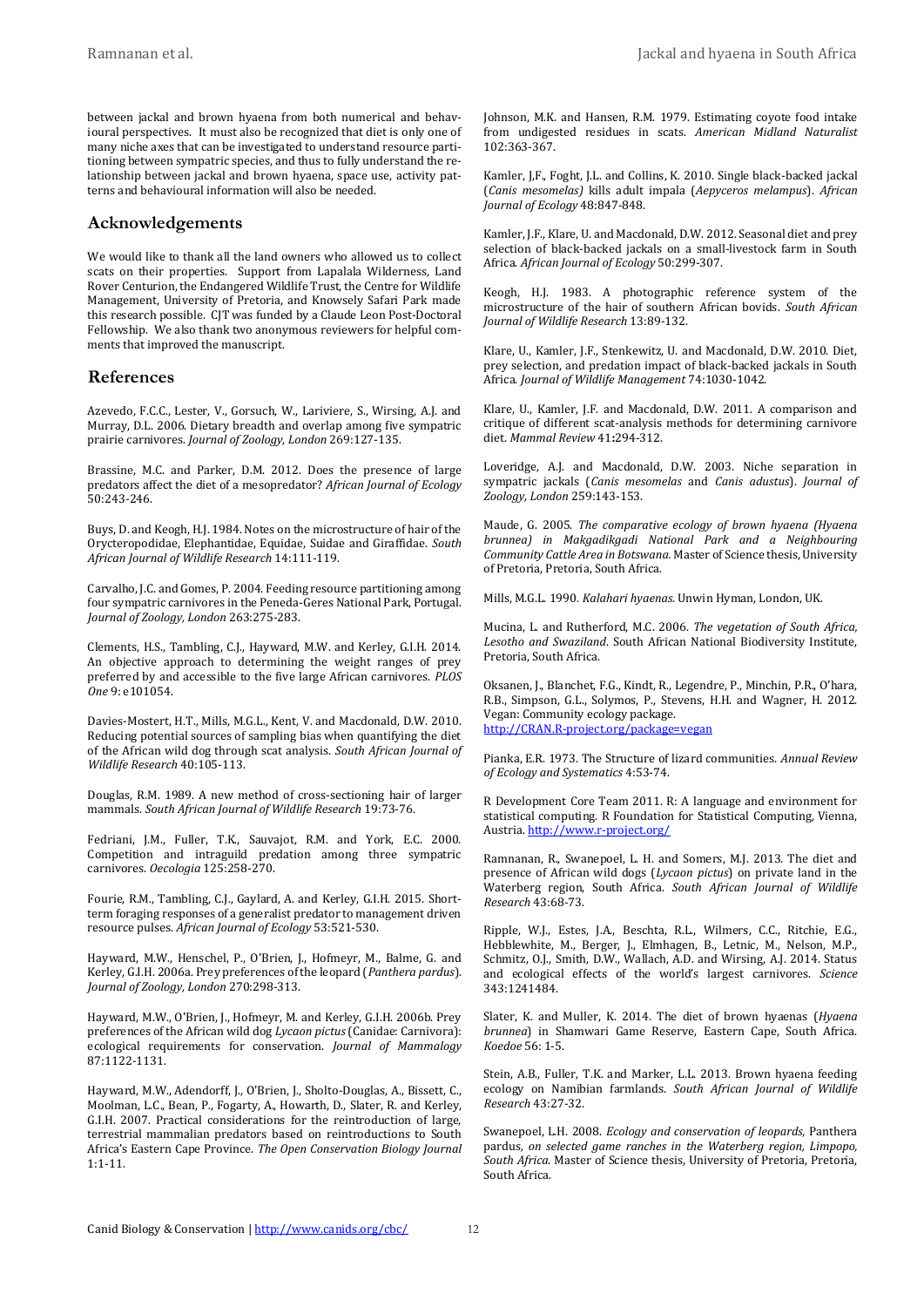between jackal and brown hyaena from both numerical and behavioural perspectives. It must also be recognized that diet is only one of many niche axes that can be investigated to understand resource partitioning between sympatric species, and thus to fully understand the relationship between jackal and brown hyaena, space use, activity patterns and behavioural information will also be needed.

## Acknowledgements

We would like to thank all the land owners who allowed us to collect scats on their properties. Support from Lapalala Wilderness, Land Rover Centurion, the Endangered Wildlife Trust, the Centre for Wildlife Management, University of Pretoria, and Knowsely Safari Park made this research possible. CJT was funded by a Claude Leon Post-Doctoral Fellowship. We also thank two anonymous reviewers for helpful comments that improved the manuscript.

## References

Azevedo, F.C.C., Lester, V., Gorsuch, W., Lariviere, S., Wirsing, A.J. and Murray, D.L. 2006. Dietary breadth and overlap among five sympatric prairie carnivores. *Journal of Zoology, London* 269:127-135.

Brassine, M.C. and Parker, D.M. 2012. Does the presence of large predators affect the diet of a mesopredator? *African Journal of Ecology* 50:243-246.

Buys, D. and Keogh, H.J. 1984. Notes on the microstructure of hair of the Orycteropodidae, Elephantidae, Equidae, Suidae and Giraffidae. *South African Journal of Wildlife Research* 14:111-119.

Carvalho, J.C. and Gomes, P. 2004. Feeding resource partitioning among four sympatric carnivores in the Peneda-Geres National Park, Portugal. *Journal of Zoology, London* 263:275-283.

Clements, H.S., Tambling, C.J., Hayward, M.W. and Kerley, G.I.H. 2014. An objective approach to determining the weight ranges of prey preferred by and accessible to the five large African carnivores. *PLOS One* 9: e101054.

Davies-Mostert, H.T., Mills, M.G.L., Kent, V. and Macdonald, D.W. 2010. Reducing potential sources of sampling bias when quantifying the diet of the African wild dog through scat analysis. *South African Journal of Wildlife Research* 40:105-113.

Douglas, R.M. 1989. A new method of cross-sectioning hair of larger mammals. *South African Journal of Wildlife Research* 19:73-76.

Fedriani, J.M., Fuller, T.K., Sauvajot, R.M. and York, E.C. 2000. Competition and intraguild predation among three sympatric carnivores. *Oecologia* 125:258-270.

Fourie, R.M., Tambling, C.J., Gaylard, A. and Kerley, G.I.H. 2015. Short-term foraging responses of a generalist predator to management driven resource pulses. *African Journal of Ecology* 53:521-530.

Hayward, M.W., Henschel, P., O'Brien, J., Hofmeyr, M., Balme, G. and Kerley, G.I.H. 2006a. Prey preferences of the leopard (*Panthera pardus*). *Journal of Zoology, London* 270:298-313.

Hayward, M.W., O'Brien, J., Hofmeyr, M. and Kerley, G.I.H. 2006b. Prey preferences of the African wild dog *Lycaon pictus* (Canidae: Carnivora): ecological requirements for conservation. *Journal of Mammalogy* 87:1122-1131.

Hayward, M.W., Adendorff, J., O'Brien, J., Sholto-Douglas, A., Bissett, C., Moolman, L.C., Bean, P., Fogarty, A., Howarth, D., Slater, R. and Kerley, G.I.H. 2007. Practical considerations for the reintroduction of large, terrestrial mammalian predators based on reintroductions to South Africa's Eastern Cape Province. *The Open Conservation Biology Journal* 1:1-11.

Johnson, M.K. and Hansen, R.M. 1979. Estimating coyote food intake from undigested residues in scats. *American Midland Naturalist* 102:363-367.

Kamler, J,F., Foght, J.L. and Collins, K. 2010. Single black-backed jackal (*Canis mesomelas)* kills adult impala (*Aepyceros melampus*). *African Journal of Ecology* 48:847-848.

Kamler, J.F., Klare, U. and Macdonald, D.W. 2012. Seasonal diet and prey selection of black-backed jackals on a small-livestock farm in South Africa. *African Journal of Ecology* 50:299-307.

Keogh, H.J. 1983. A photographic reference system of the microstructure of the hair of southern African bovids. *South African Journal of Wildlife Research* 13:89-132.

Klare, U., Kamler, J.F., Stenkewitz, U. and Macdonald, D.W. 2010. Diet, prey selection, and predation impact of black-backed jackals in South Africa. *Journal of Wildlife Management* 74:1030-1042.

Klare, U., Kamler, J.F. and Macdonald, D.W. 2011. A comparison and critique of different scat-analysis methods for determining carnivore diet. *Mammal Review* 41**:**294-312.

Loveridge, A.J. and Macdonald, D.W. 2003. Niche separation in sympatric jackals (*Canis mesomelas* and *Canis adustus*). *Journal of Zoology, London* 259:143-153.

Maude, G. 2005. *The comparative ecology of brown hyaena (Hyaena brunnea) in Makgadikgadi National Park and a Neighbouring Community Cattle Area in Botswana.* Master of Science thesis, University of Pretoria, Pretoria, South Africa.

Mills, M.G.L. 1990. *Kalahari hyaenas*. Unwin Hyman, London, UK.

Mucina, L. and Rutherford, M.C. 2006. *The vegetation of South Africa, Lesotho and Swaziland*. South African National Biodiversity Institute, Pretoria, South Africa.

Oksanen, J., Blanchet, F.G., Kindt, R., Legendre, P., Minchin, P.R., O'hara, R.B., Simpson, G.L., Solymos, P., Stevens, H.H. and Wagner, H. 2012. Vegan: Community ecology package. http://CRAN.R-project.org/package=vegan

Pianka, E.R. 1973. The Structure of lizard communities. *Annual Review of Ecology and Systematics* 4:53-74.

R Development Core Team 2011. R: A language and environment for statistical computing. R Foundation for Statistical Computing, Vienna, Austria. http://www.r-project.org/

Ramnanan, R., Swanepoel, L. H. and Somers, M.J. 2013. The diet and presence of African wild dogs (*Lycaon pictus*) on private land in the Waterberg region, South Africa. *South African Journal of Wildlife Research* 43:68-73.

Ripple, W.J., Estes, J.A., Beschta, R.L., Wilmers, C.C., Ritchie, E.G., Hebblewhite, M., Berger, J., Elmhagen, B., Letnic, M., Nelson, M.P., Schmitz, O.J., Smith, D.W., Wallach, A.D. and Wirsing, A.J. 2014. Status and ecological effects of the world's largest carnivores. *Science* 343:1241484.

Slater, K. and Muller, K. 2014. The diet of brown hyaenas (*Hyaena brunnea*) in Shamwari Game Reserve, Eastern Cape, South Africa. *Koedoe* 56: 1-5.

Stein, A.B., Fuller, T.K. and Marker, L.L. 2013. Brown hyaena feeding ecology on Namibian farmlands. *South African Journal of Wildlife Research* 43:27-32.

Swanepoel, L.H. 2008. *Ecology and conservation of leopards,* Panthera pardus*, on selected game ranches in the Waterberg region, Limpopo, South Africa.* Master of Science thesis, University of Pretoria, Pretoria, South Africa.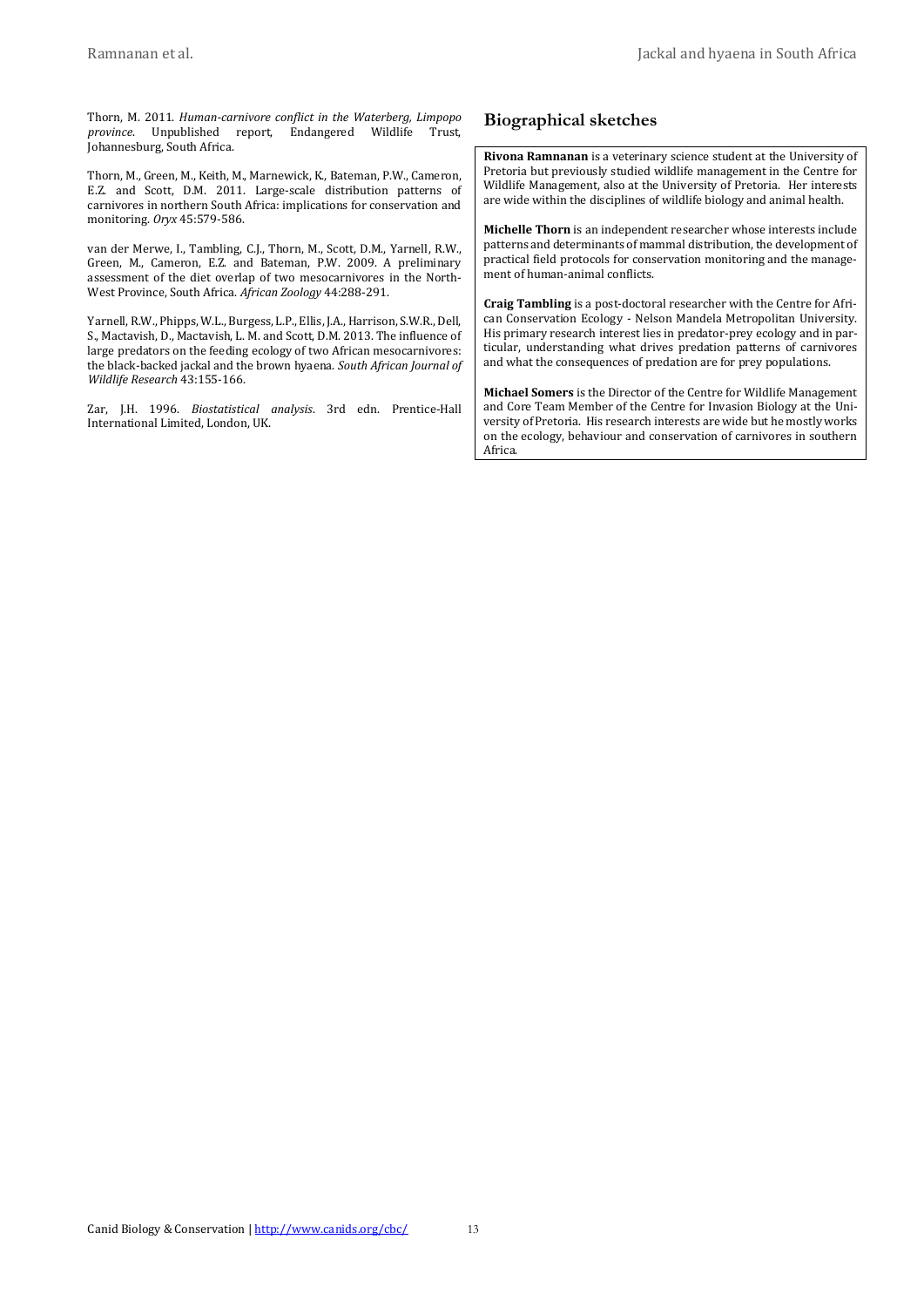Thorn, M. 2011. *Human-carnivore conflict in the Waterberg, Limpopo province*. Unpublished report, Endangered Wildlife Trust, Johannesburg, South Africa.

Thorn, M., Green, M., Keith, M., Marnewick, K., Bateman, P.W., Cameron, E.Z. and Scott, D.M. 2011. Large-scale distribution patterns of carnivores in northern South Africa: implications for conservation and monitoring. *Oryx* 45:579-586.

van der Merwe, I., Tambling, C.J., Thorn, M., Scott, D.M., Yarnell, R.W., Green, M., Cameron, E.Z. and Bateman, P.W. 2009. A preliminary assessment of the diet overlap of two mesocarnivores in the North-West Province, South Africa. *African Zoology* 44:288-291.

Yarnell, R.W., Phipps, W.L., Burgess, L.P., Ellis, J.A., Harrison, S.W.R., Dell, S., Mactavish, D., Mactavish, L. M. and Scott, D.M. 2013. The influence of large predators on the feeding ecology of two African mesocarnivores: the black-backed jackal and the brown hyaena. *South African Journal of Wildlife Research* 43:155-166.

Zar, J.H. 1996. *Biostatistical analysis*. 3rd edn. Prentice-Hall International Limited, London, UK.

## Biographical sketches

**Rivona Ramnanan** is a veterinary science student at the University of Pretoria but previously studied wildlife management in the Centre for Wildlife Management, also at the University of Pretoria. Her interests are wide within the disciplines of wildlife biology and animal health.

**Michelle Thorn** is an independent researcher whose interests include patterns and determinants of mammal distribution, the development of practical field protocols for conservation monitoring and the management of human-animal conflicts.

**Craig Tambling** is a post-doctoral researcher with the Centre for African Conservation Ecology - Nelson Mandela Metropolitan University. His primary research interest lies in predator-prey ecology and in particular, understanding what drives predation patterns of carnivores and what the consequences of predation are for prey populations.

**Michael Somers** is the Director of the Centre for Wildlife Management and Core Team Member of the Centre for Invasion Biology at the University of Pretoria. His research interests are wide but he mostly works on the ecology, behaviour and conservation of carnivores in southern Africa.